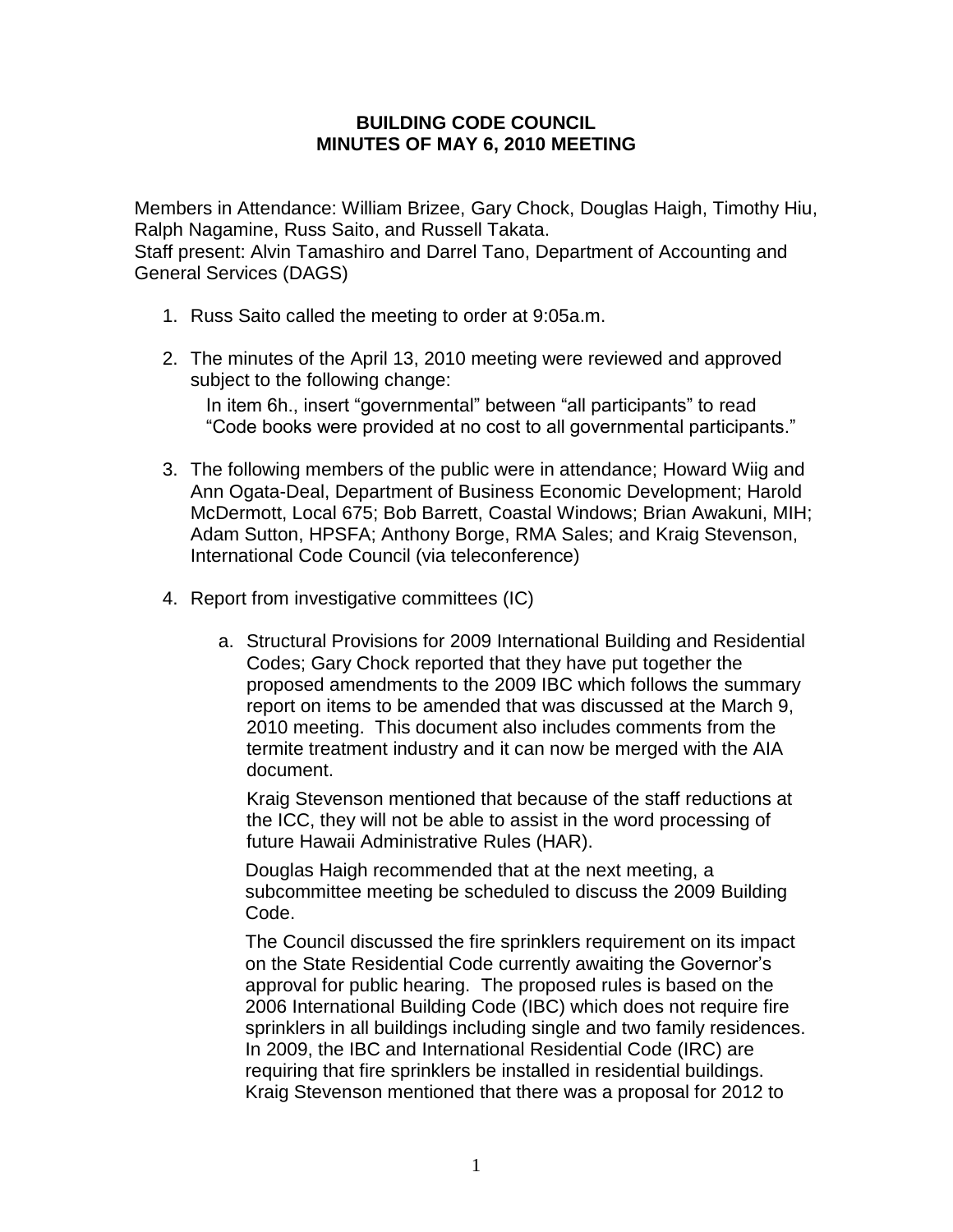**BUILDING CODE COUNCIL**
**MINUTES OF MAY 6, 2010 MEETING**

Members in Attendance: William Brizee, Gary Chock, Douglas Haigh, Timothy Hiu, Ralph Nagamine, Russ Saito, and Russell Takata.
Staff present: Alvin Tamashiro and Darrel Tano, Department of Accounting and General Services (DAGS)

1. Russ Saito called the meeting to order at 9:05a.m.

2. The minutes of the April 13, 2010 meeting were reviewed and approved subject to the following change:

   In item 6h., insert "governmental" between "all participants" to read "Code books were provided at no cost to all governmental participants."

3. The following members of the public were in attendance; Howard Wiig and Ann Ogata-Deal, Department of Business Economic Development; Harold McDermott, Local 675; Bob Barrett, Coastal Windows; Brian Awakuni, MIH; Adam Sutton, HPSFA; Anthony Borge, RMA Sales; and Kraig Stevenson, International Code Council (via teleconference)

4. Report from investigative committees (IC)

   a. Structural Provisions for 2009 International Building and Residential Codes; Gary Chock reported that they have put together the proposed amendments to the 2009 IBC which follows the summary report on items to be amended that was discussed at the March 9, 2010 meeting. This document also includes comments from the termite treatment industry and it can now be merged with the AIA document.

      Kraig Stevenson mentioned that because of the staff reductions at the ICC, they will not be able to assist in the word processing of future Hawaii Administrative Rules (HAR).

      Douglas Haigh recommended that at the next meeting, a subcommittee meeting be scheduled to discuss the 2009 Building Code.

      The Council discussed the fire sprinklers requirement on its impact on the State Residential Code currently awaiting the Governor's approval for public hearing. The proposed rules is based on the 2006 International Building Code (IBC) which does not require fire sprinklers in all buildings including single and two family residences. In 2009, the IBC and International Residential Code (IRC) are requiring that fire sprinklers be installed in residential buildings. Kraig Stevenson mentioned that there was a proposal for 2012 to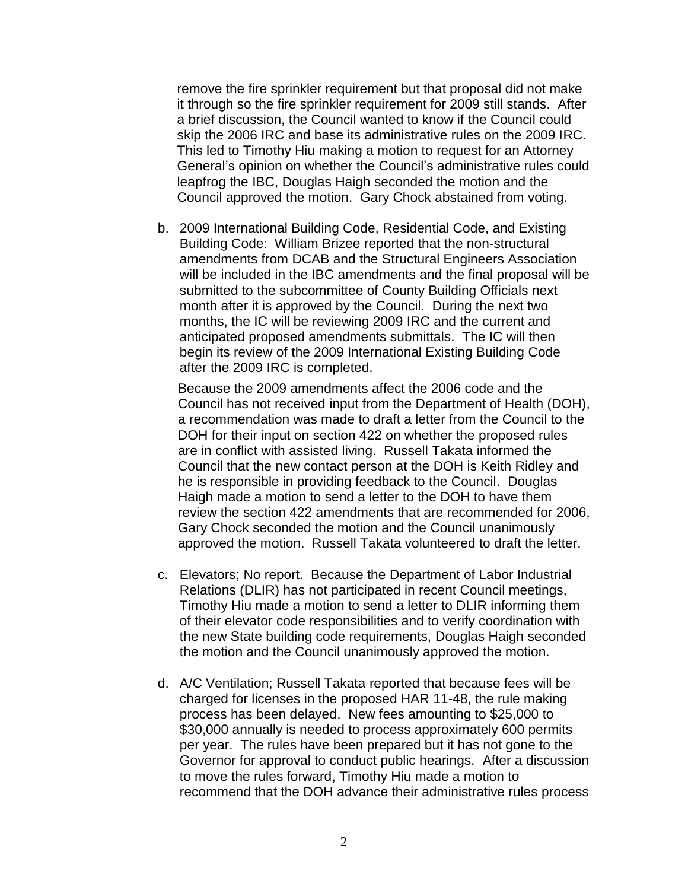remove the fire sprinkler requirement but that proposal did not make it through so the fire sprinkler requirement for 2009 still stands. After a brief discussion, the Council wanted to know if the Council could skip the 2006 IRC and base its administrative rules on the 2009 IRC. This led to Timothy Hiu making a motion to request for an Attorney General's opinion on whether the Council's administrative rules could leapfrog the IBC, Douglas Haigh seconded the motion and the Council approved the motion. Gary Chock abstained from voting.

b. 2009 International Building Code, Residential Code, and Existing Building Code: William Brizee reported that the non-structural amendments from DCAB and the Structural Engineers Association will be included in the IBC amendments and the final proposal will be submitted to the subcommittee of County Building Officials next month after it is approved by the Council. During the next two months, the IC will be reviewing 2009 IRC and the current and anticipated proposed amendments submittals. The IC will then begin its review of the 2009 International Existing Building Code after the 2009 IRC is completed.

   Because the 2009 amendments affect the 2006 code and the Council has not received input from the Department of Health (DOH), a recommendation was made to draft a letter from the Council to the DOH for their input on section 422 on whether the proposed rules are in conflict with assisted living. Russell Takata informed the Council that the new contact person at the DOH is Keith Ridley and he is responsible in providing feedback to the Council. Douglas Haigh made a motion to send a letter to the DOH to have them review the section 422 amendments that are recommended for 2006, Gary Chock seconded the motion and the Council unanimously approved the motion. Russell Takata volunteered to draft the letter.

c. Elevators; No report. Because the Department of Labor Industrial Relations (DLIR) has not participated in recent Council meetings, Timothy Hiu made a motion to send a letter to DLIR informing them of their elevator code responsibilities and to verify coordination with the new State building code requirements, Douglas Haigh seconded the motion and the Council unanimously approved the motion.

d. A/C Ventilation; Russell Takata reported that because fees will be charged for licenses in the proposed HAR 11-48, the rule making process has been delayed. New fees amounting to $25,000 to $30,000 annually is needed to process approximately 600 permits per year. The rules have been prepared but it has not gone to the Governor for approval to conduct public hearings. After a discussion to move the rules forward, Timothy Hiu made a motion to recommend that the DOH advance their administrative rules process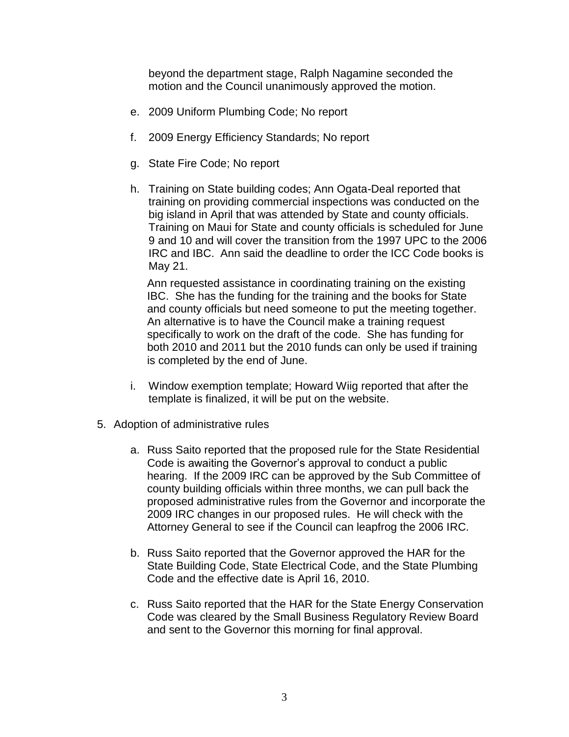beyond the department stage, Ralph Nagamine seconded the motion and the Council unanimously approved the motion.

e. 2009 Uniform Plumbing Code; No report

f. 2009 Energy Efficiency Standards; No report

g. State Fire Code; No report

h. Training on State building codes; Ann Ogata-Deal reported that training on providing commercial inspections was conducted on the big island in April that was attended by State and county officials. Training on Maui for State and county officials is scheduled for June 9 and 10 and will cover the transition from the 1997 UPC to the 2006 IRC and IBC. Ann said the deadline to order the ICC Code books is May 21.

   Ann requested assistance in coordinating training on the existing IBC. She has the funding for the training and the books for State and county officials but need someone to put the meeting together. An alternative is to have the Council make a training request specifically to work on the draft of the code. She has funding for both 2010 and 2011 but the 2010 funds can only be used if training is completed by the end of June.

i. Window exemption template; Howard Wiig reported that after the template is finalized, it will be put on the website.

5. Adoption of administrative rules

   a. Russ Saito reported that the proposed rule for the State Residential Code is awaiting the Governor's approval to conduct a public hearing. If the 2009 IRC can be approved by the Sub Committee of county building officials within three months, we can pull back the proposed administrative rules from the Governor and incorporate the 2009 IRC changes in our proposed rules. He will check with the Attorney General to see if the Council can leapfrog the 2006 IRC.

   b. Russ Saito reported that the Governor approved the HAR for the State Building Code, State Electrical Code, and the State Plumbing Code and the effective date is April 16, 2010.

   c. Russ Saito reported that the HAR for the State Energy Conservation Code was cleared by the Small Business Regulatory Review Board and sent to the Governor this morning for final approval.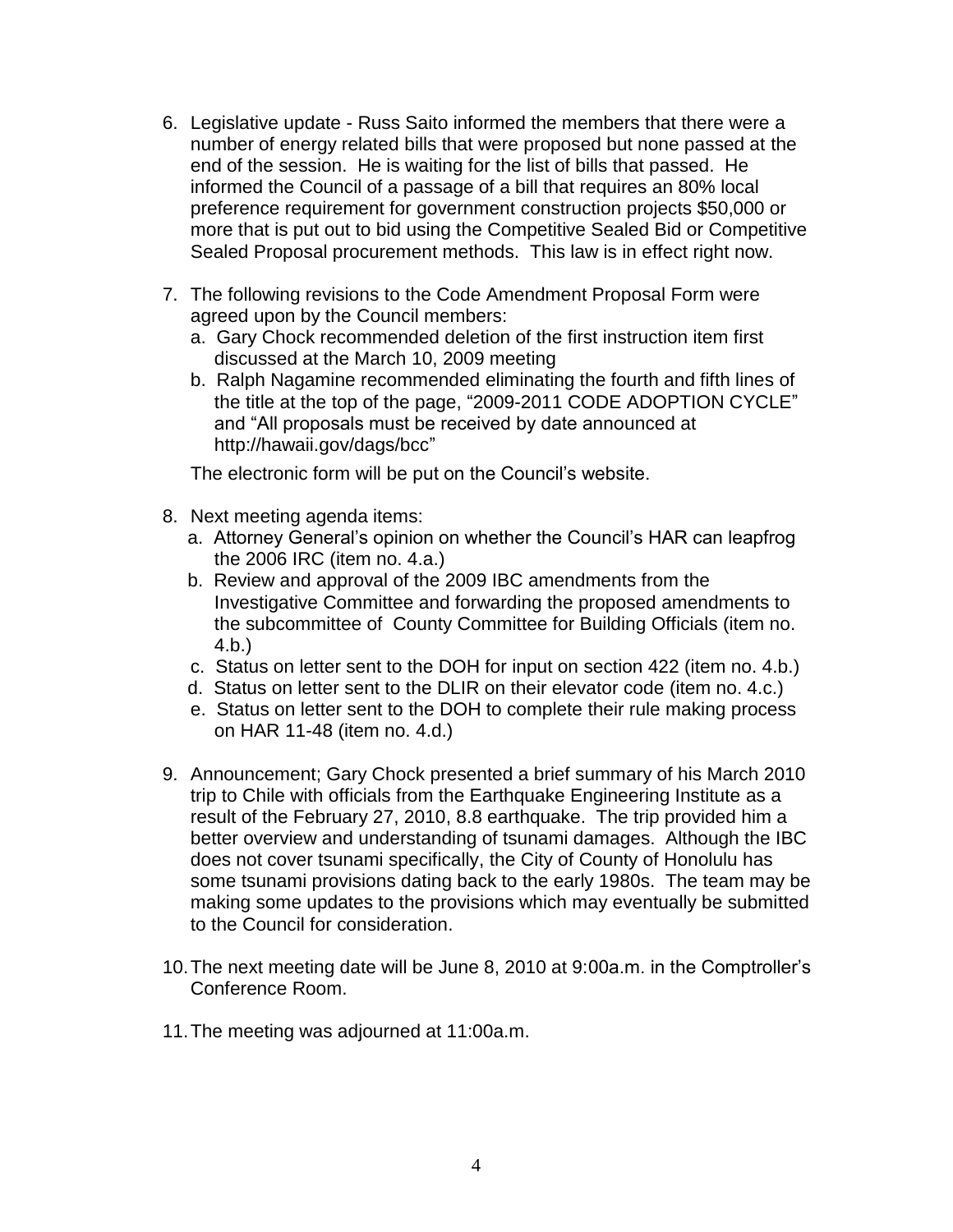6. Legislative update - Russ Saito informed the members that there were a number of energy related bills that were proposed but none passed at the end of the session. He is waiting for the list of bills that passed. He informed the Council of a passage of a bill that requires an 80% local preference requirement for government construction projects $50,000 or more that is put out to bid using the Competitive Sealed Bid or Competitive Sealed Proposal procurement methods. This law is in effect right now.

7. The following revisions to the Code Amendment Proposal Form were agreed upon by the Council members:
   a. Gary Chock recommended deletion of the first instruction item first discussed at the March 10, 2009 meeting
   b. Ralph Nagamine recommended eliminating the fourth and fifth lines of the title at the top of the page, "2009-2011 CODE ADOPTION CYCLE" and "All proposals must be received by date announced at http://hawaii.gov/dags/bcc"

   The electronic form will be put on the Council's website.

8. Next meeting agenda items:
   a. Attorney General's opinion on whether the Council's HAR can leapfrog the 2006 IRC (item no. 4.a.)
   b. Review and approval of the 2009 IBC amendments from the Investigative Committee and forwarding the proposed amendments to the subcommittee of County Committee for Building Officials (item no. 4.b.)
   c. Status on letter sent to the DOH for input on section 422 (item no. 4.b.)
   d. Status on letter sent to the DLIR on their elevator code (item no. 4.c.)
   e. Status on letter sent to the DOH to complete their rule making process on HAR 11-48 (item no. 4.d.)

9. Announcement; Gary Chock presented a brief summary of his March 2010 trip to Chile with officials from the Earthquake Engineering Institute as a result of the February 27, 2010, 8.8 earthquake. The trip provided him a better overview and understanding of tsunami damages. Although the IBC does not cover tsunami specifically, the City of County of Honolulu has some tsunami provisions dating back to the early 1980s. The team may be making some updates to the provisions which may eventually be submitted to the Council for consideration.

10. The next meeting date will be June 8, 2010 at 9:00a.m. in the Comptroller's Conference Room.

11. The meeting was adjourned at 11:00a.m.